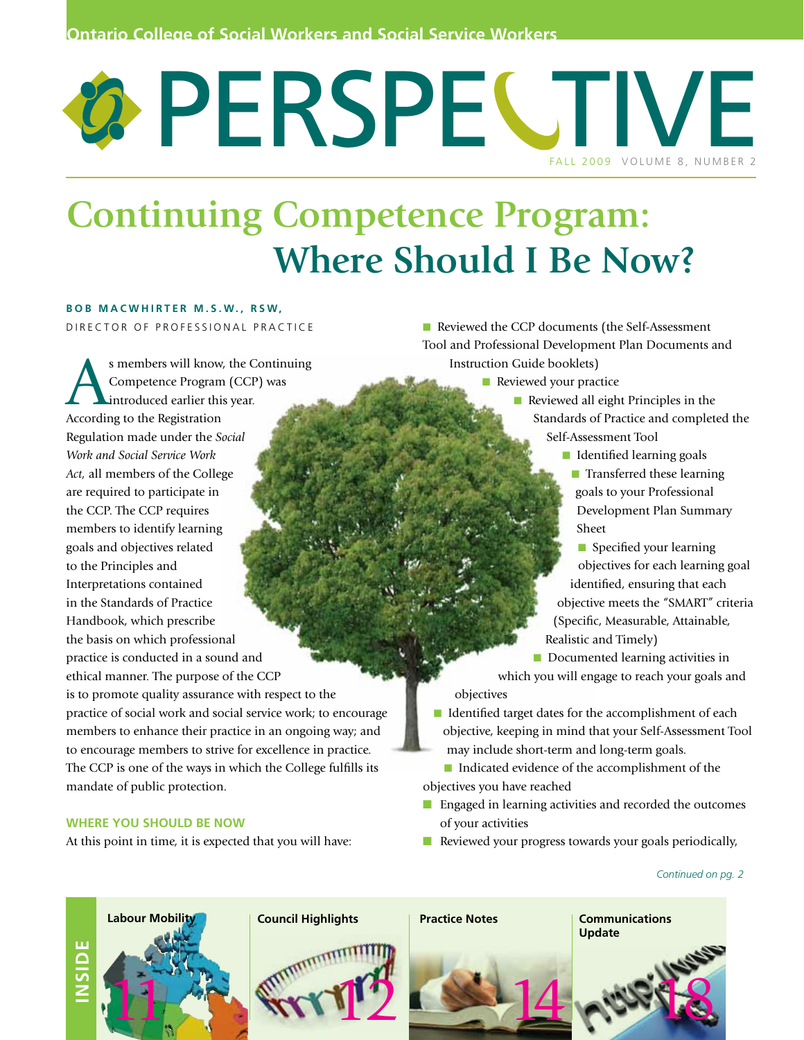Ontario College of Social Workers and Social Service Workers

# PERSPECTIVE

FALL 2009 VOLUME 8, NUMBER 2

# Continuing Competence Program: Where Should I Be Now?

**BOB MACWHIRTER M.S.W., RSW,**
DIRECTOR OF PROFESSIONAL PRACTICE

As members will know, the Continuing Competence Program (CCP) was introduced earlier this year. According to the Registration Regulation made under the *Social Work and Social Service Work Act,* all members of the College are required to participate in the CCP. The CCP requires members to identify learning goals and objectives related to the Principles and Interpretations contained in the Standards of Practice Handbook, which prescribe the basis on which professional practice is conducted in a sound and ethical manner. The purpose of the CCP is to promote quality assurance with respect to the practice of social work and social service work; to encourage members to enhance their practice in an ongoing way; and to encourage members to strive for excellence in practice. The CCP is one of the ways in which the College fulfills its mandate of public protection.

## WHERE YOU SHOULD BE NOW

At this point in time, it is expected that you will have:

- Reviewed the CCP documents (the Self-Assessment Tool and Professional Development Plan Documents and Instruction Guide booklets)
- Reviewed your practice
- Reviewed all eight Principles in the Standards of Practice and completed the Self-Assessment Tool
- Identified learning goals
- Transferred these learning goals to your Professional Development Plan Summary Sheet
- Specified your learning objectives for each learning goal identified, ensuring that each objective meets the "SMART" criteria (Specific, Measurable, Attainable, Realistic and Timely)
- Documented learning activities in which you will engage to reach your goals and objectives
- Identified target dates for the accomplishment of each objective, keeping in mind that your Self-Assessment Tool may include short-term and long-term goals.
- Indicated evidence of the accomplishment of the objectives you have reached
- Engaged in learning activities and recorded the outcomes of your activities
- Reviewed your progress towards your goals periodically,

*Continued on pg. 2*

**INSIDE**

- Labour Mobility 11
- Council Highlights 12
- Practice Notes 14
- Communications Update 18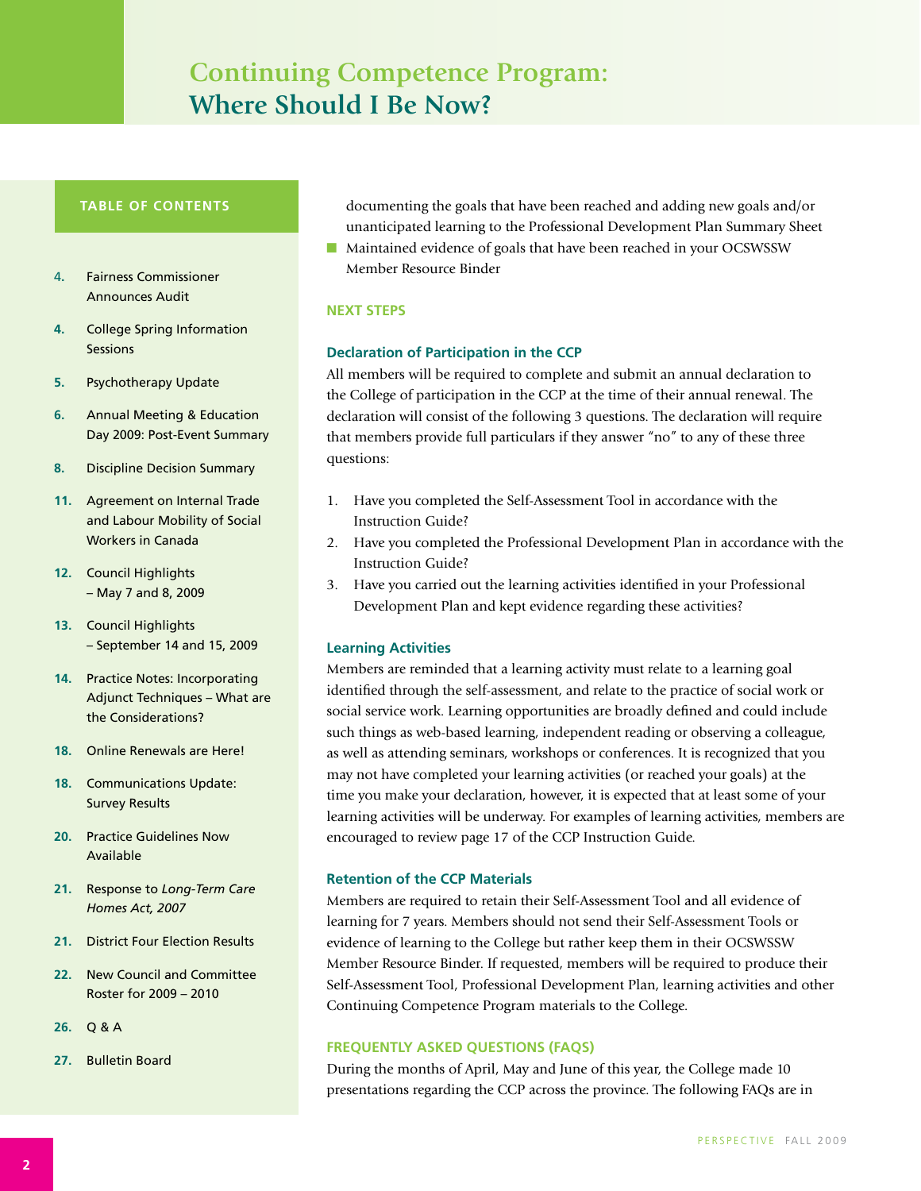# Continuing Competence Program: Where Should I Be Now?

## TABLE OF CONTENTS

- **4.** Fairness Commissioner Announces Audit
- **4.** College Spring Information Sessions
- **5.** Psychotherapy Update
- **6.** Annual Meeting & Education Day 2009: Post-Event Summary
- **8.** Discipline Decision Summary
- **11.** Agreement on Internal Trade and Labour Mobility of Social Workers in Canada
- **12.** Council Highlights – May 7 and 8, 2009
- **13.** Council Highlights – September 14 and 15, 2009
- **14.** Practice Notes: Incorporating Adjunct Techniques – What are the Considerations?
- **18.** Online Renewals are Here!
- **18.** Communications Update: Survey Results
- **20.** Practice Guidelines Now Available
- **21.** Response to *Long-Term Care Homes Act, 2007*
- **21.** District Four Election Results
- **22.** New Council and Committee Roster for 2009 – 2010
- **26.** Q & A
- **27.** Bulletin Board

documenting the goals that have been reached and adding new goals and/or unanticipated learning to the Professional Development Plan Summary Sheet

- Maintained evidence of goals that have been reached in your OCSWSSW Member Resource Binder

## NEXT STEPS

### Declaration of Participation in the CCP

All members will be required to complete and submit an annual declaration to the College of participation in the CCP at the time of their annual renewal. The declaration will consist of the following 3 questions. The declaration will require that members provide full particulars if they answer "no" to any of these three questions:

1. Have you completed the Self-Assessment Tool in accordance with the Instruction Guide?
2. Have you completed the Professional Development Plan in accordance with the Instruction Guide?
3. Have you carried out the learning activities identified in your Professional Development Plan and kept evidence regarding these activities?

### Learning Activities

Members are reminded that a learning activity must relate to a learning goal identified through the self-assessment, and relate to the practice of social work or social service work. Learning opportunities are broadly defined and could include such things as web-based learning, independent reading or observing a colleague, as well as attending seminars, workshops or conferences. It is recognized that you may not have completed your learning activities (or reached your goals) at the time you make your declaration, however, it is expected that at least some of your learning activities will be underway. For examples of learning activities, members are encouraged to review page 17 of the CCP Instruction Guide.

### Retention of the CCP Materials

Members are required to retain their Self-Assessment Tool and all evidence of learning for 7 years. Members should not send their Self-Assessment Tools or evidence of learning to the College but rather keep them in their OCSWSSW Member Resource Binder. If requested, members will be required to produce their Self-Assessment Tool, Professional Development Plan, learning activities and other Continuing Competence Program materials to the College.

## FREQUENTLY ASKED QUESTIONS (FAQS)

During the months of April, May and June of this year, the College made 10 presentations regarding the CCP across the province. The following FAQs are in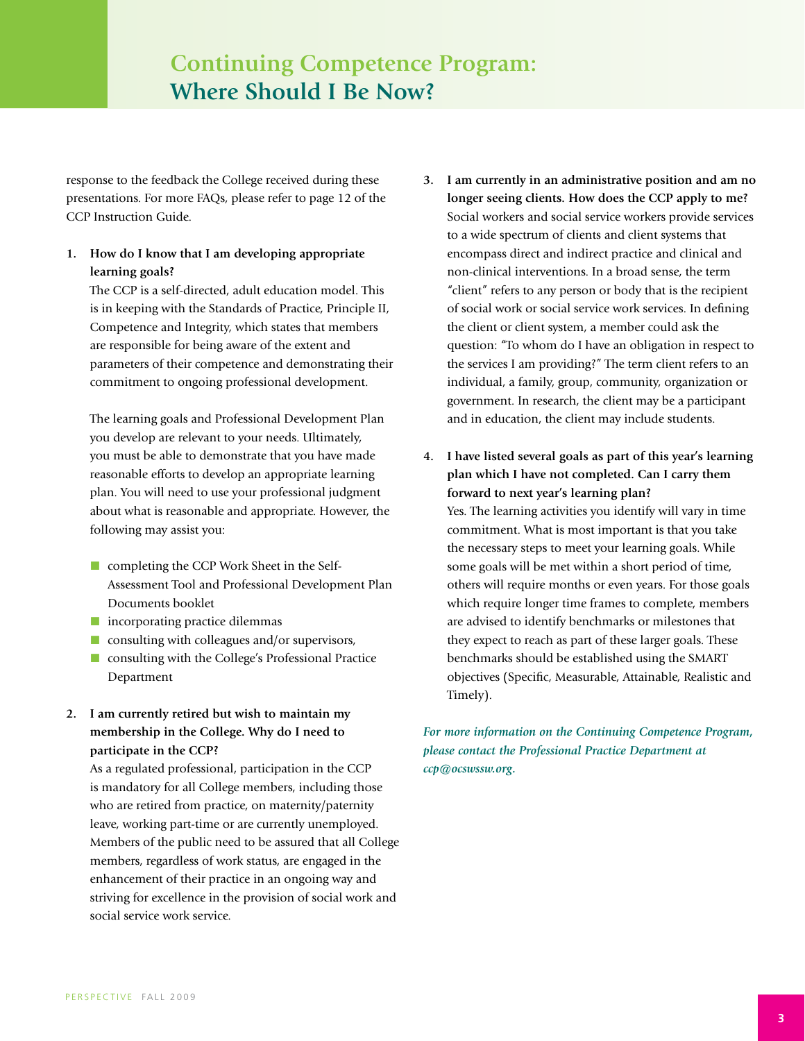# Continuing Competence Program: Where Should I Be Now?

response to the feedback the College received during these presentations. For more FAQs, please refer to page 12 of the CCP Instruction Guide.

1. **How do I know that I am developing appropriate learning goals?**
   The CCP is a self-directed, adult education model. This is in keeping with the Standards of Practice, Principle II, Competence and Integrity, which states that members are responsible for being aware of the extent and parameters of their competence and demonstrating their commitment to ongoing professional development.

   The learning goals and Professional Development Plan you develop are relevant to your needs. Ultimately, you must be able to demonstrate that you have made reasonable efforts to develop an appropriate learning plan. You will need to use your professional judgment about what is reasonable and appropriate. However, the following may assist you:

   - completing the CCP Work Sheet in the Self-Assessment Tool and Professional Development Plan Documents booklet
   - incorporating practice dilemmas
   - consulting with colleagues and/or supervisors,
   - consulting with the College's Professional Practice Department

2. **I am currently retired but wish to maintain my membership in the College. Why do I need to participate in the CCP?**
   As a regulated professional, participation in the CCP is mandatory for all College members, including those who are retired from practice, on maternity/paternity leave, working part-time or are currently unemployed. Members of the public need to be assured that all College members, regardless of work status, are engaged in the enhancement of their practice in an ongoing way and striving for excellence in the provision of social work and social service work service.

3. **I am currently in an administrative position and am no longer seeing clients. How does the CCP apply to me?**
   Social workers and social service workers provide services to a wide spectrum of clients and client systems that encompass direct and indirect practice and clinical and non-clinical interventions. In a broad sense, the term "client" refers to any person or body that is the recipient of social work or social service work services. In defining the client or client system, a member could ask the question: "To whom do I have an obligation in respect to the services I am providing?" The term client refers to an individual, a family, group, community, organization or government. In research, the client may be a participant and in education, the client may include students.

4. **I have listed several goals as part of this year's learning plan which I have not completed. Can I carry them forward to next year's learning plan?**
   Yes. The learning activities you identify will vary in time commitment. What is most important is that you take the necessary steps to meet your learning goals. While some goals will be met within a short period of time, others will require months or even years. For those goals which require longer time frames to complete, members are advised to identify benchmarks or milestones that they expect to reach as part of these larger goals. These benchmarks should be established using the SMART objectives (Specific, Measurable, Attainable, Realistic and Timely).

*For more information on the Continuing Competence Program, please contact the Professional Practice Department at ccp@ocswssw.org.*